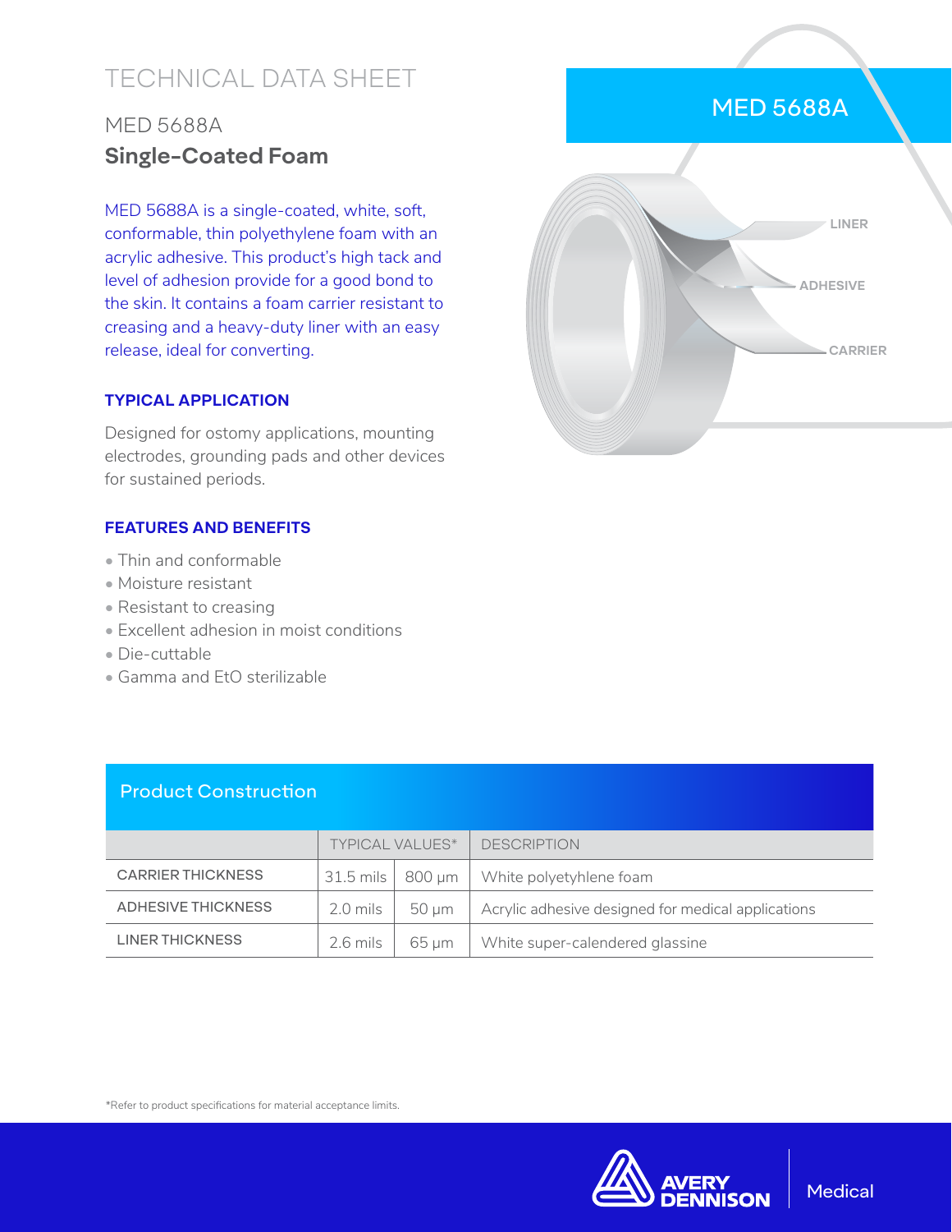# TECHNICAL DATA SHEET

## MED 5688A

## **Single-Coated Foam**

MED 5688A is a single-coated, white, soft, conformable, thin polyethylene foam with an acrylic adhesive. This product's high tack and level of adhesion provide for a good bond to the skin. It contains a foam carrier resistant to creasing and a heavy-duty liner with an easy release, ideal for converting.

### TYPICAL APPLICATION

Designed for ostomy applications, mounting electrodes, grounding pads and other devices for sustained periods.

### FEATURES AND BENEFITS

- Thin and conformable
- Moisture resistant
- Resistant to creasing
- Excellent adhesion in moist conditions
- Die-cuttable
- Gamma and EtO sterilizable

MED 5688A

LINER

ADHESIVE

CARRIER

### Product Construction

| | TYPICAL VALUES* | | DESCRIPTION |
|---|---|---|---|
| CARRIER THICKNESS | 31.5 mils | 800 µm | White polyetyhlene foam |
| ADHESIVE THICKNESS | 2.0 mils | 50 µm | Acrylic adhesive designed for medical applications |
| LINER THICKNESS | 2.6 mils | 65 µm | White super-calendered glassine |

*Refer to product specifications for material acceptance limits.

AVERY DENNISON | Medical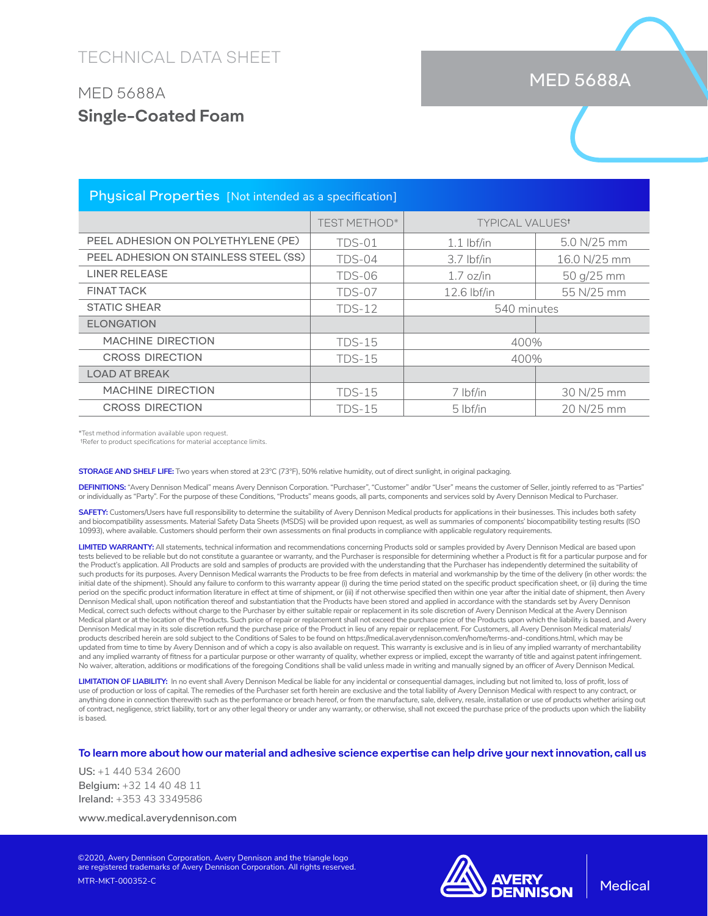# TECHNICAL DATA SHEET

## MED 5688A

## Single-Coated Foam

MED 5688A

### Physical Properties [Not intended as a specification]

| | TEST METHOD* | TYPICAL VALUES† | |
|---|---|---|---|
| PEEL ADHESION ON POLYETHYLENE (PE) | TDS-01 | 1.1 lbf/in | 5.0 N/25 mm |
| PEEL ADHESION ON STAINLESS STEEL (SS) | TDS-04 | 3.7 lbf/in | 16.0 N/25 mm |
| LINER RELEASE | TDS-06 | 1.7 oz/in | 50 g/25 mm |
| FINAT TACK | TDS-07 | 12.6 lbf/in | 55 N/25 mm |
| STATIC SHEAR | TDS-12 | 540 minutes | |
| ELONGATION | | | |
| MACHINE DIRECTION | TDS-15 | 400% | |
| CROSS DIRECTION | TDS-15 | 400% | |
| LOAD AT BREAK | | | |
| MACHINE DIRECTION | TDS-15 | 7 lbf/in | 30 N/25 mm |
| CROSS DIRECTION | TDS-15 | 5 lbf/in | 20 N/25 mm |

*Test method information available upon request.
†Refer to product specifications for material acceptance limits.

**STORAGE AND SHELF LIFE:** Two years when stored at 23°C (73°F), 50% relative humidity, out of direct sunlight, in original packaging.

**DEFINITIONS:** "Avery Dennison Medical" means Avery Dennison Corporation. "Purchaser", "Customer" and/or "User" means the customer of Seller, jointly referred to as "Parties" or individually as "Party". For the purpose of these Conditions, "Products" means goods, all parts, components and services sold by Avery Dennison Medical to Purchaser.

**SAFETY:** Customers/Users have full responsibility to determine the suitability of Avery Dennison Medical products for applications in their businesses. This includes both safety and biocompatibility assessments. Material Safety Data Sheets (MSDS) will be provided upon request, as well as summaries of components' biocompatibility testing results (ISO 10993), where available. Customers should perform their own assessments on final products in compliance with applicable regulatory requirements.

**LIMITED WARRANTY:** All statements, technical information and recommendations concerning Products sold or samples provided by Avery Dennison Medical are based upon tests believed to be reliable but do not constitute a guarantee or warranty, and the Purchaser is responsible for determining whether a Product is fit for a particular purpose and for the Product's application. All Products are sold and samples of products are provided with the understanding that the Purchaser has independently determined the suitability of such products for its purposes. Avery Dennison Medical warrants the Products to be free from defects in material and workmanship by the time of the delivery (in other words: the initial date of the shipment). Should any failure to conform to this warranty appear (i) during the time period stated on the specific product specification sheet, or (ii) during the time period on the specific product information literature in effect at time of shipment, or (iii) if not otherwise specified then within one year after the initial date of shipment, then Avery Dennison Medical shall, upon notification thereof and substantiation that the Products have been stored and applied in accordance with the standards set by Avery Dennison Medical, correct such defects without charge to the Purchaser by either suitable repair or replacement in its sole discretion of Avery Dennison Medical at the Avery Dennison Medical plant or at the location of the Products. Such price of repair or replacement shall not exceed the purchase price of the Products upon which the liability is based, and Avery Dennison Medical may in its sole discretion refund the purchase price of the Product in lieu of any repair or replacement. For Customers, all Avery Dennison Medical materials/products described herein are sold subject to the Conditions of Sales to be found on https://medical.averydennison.com/en/home/terms-and-conditions.html, which may be updated from time to time by Avery Dennison and of which a copy is also available on request. This warranty is exclusive and is in lieu of any implied warranty of merchantability and any implied warranty of fitness for a particular purpose or other warranty of quality, whether express or implied, except the warranty of title and against patent infringement. No waiver, alteration, additions or modifications of the foregoing Conditions shall be valid unless made in writing and manually signed by an officer of Avery Dennison Medical.

**LIMITATION OF LIABILITY:** In no event shall Avery Dennison Medical be liable for any incidental or consequential damages, including but not limited to, loss of profit, loss of use of production or loss of capital. The remedies of the Purchaser set forth herein are exclusive and the total liability of Avery Dennison Medical with respect to any contract, or anything done in connection therewith such as the performance or breach hereof, or from the manufacture, sale, delivery, resale, installation or use of products whether arising out of contract, negligence, strict liability, tort or any other legal theory or under any warranty, or otherwise, shall not exceed the purchase price of the products upon which the liability is based.

**To learn more about how our material and adhesive science expertise can help drive your next innovation, call us**

**US:** +1 440 534 2600
**Belgium:** +32 14 40 48 11
**Ireland:** +353 43 3349586

www.medical.averydennison.com

©2020, Avery Dennison Corporation. Avery Dennison and the triangle logo are registered trademarks of Avery Dennison Corporation. All rights reserved.

MTR-MKT-000352-C

AVERY DENNISON Medical